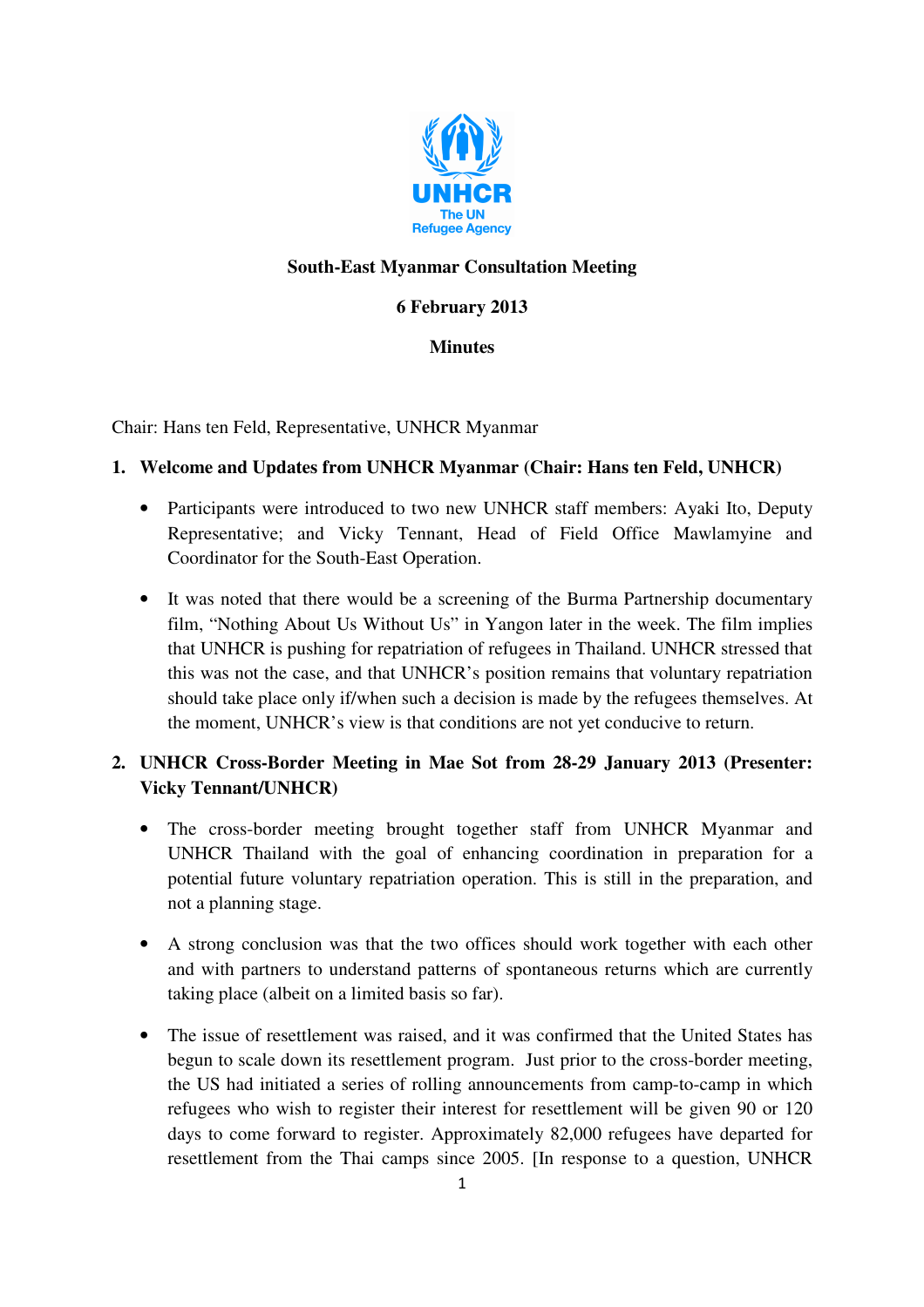**South-East Myanmar Consultation Meeting**

**6 February 2013**

**Minutes**

Chair: Hans ten Feld, Representative, UNHCR Myanmar

1. **Welcome and Updates from UNHCR Myanmar (Chair: Hans ten Feld, UNHCR)**

   - Participants were introduced to two new UNHCR staff members: Ayaki Ito, Deputy Representative; and Vicky Tennant, Head of Field Office Mawlamyine and Coordinator for the South-East Operation.

   - It was noted that there would be a screening of the Burma Partnership documentary film, "Nothing About Us Without Us" in Yangon later in the week. The film implies that UNHCR is pushing for repatriation of refugees in Thailand. UNHCR stressed that this was not the case, and that UNHCR's position remains that voluntary repatriation should take place only if/when such a decision is made by the refugees themselves. At the moment, UNHCR's view is that conditions are not yet conducive to return.

2. **UNHCR Cross-Border Meeting in Mae Sot from 28-29 January 2013 (Presenter: Vicky Tennant/UNHCR)**

   - The cross-border meeting brought together staff from UNHCR Myanmar and UNHCR Thailand with the goal of enhancing coordination in preparation for a potential future voluntary repatriation operation. This is still in the preparation, and not a planning stage.

   - A strong conclusion was that the two offices should work together with each other and with partners to understand patterns of spontaneous returns which are currently taking place (albeit on a limited basis so far).

   - The issue of resettlement was raised, and it was confirmed that the United States has begun to scale down its resettlement program. Just prior to the cross-border meeting, the US had initiated a series of rolling announcements from camp-to-camp in which refugees who wish to register their interest for resettlement will be given 90 or 120 days to come forward to register. Approximately 82,000 refugees have departed for resettlement from the Thai camps since 2005. [In response to a question, UNHCR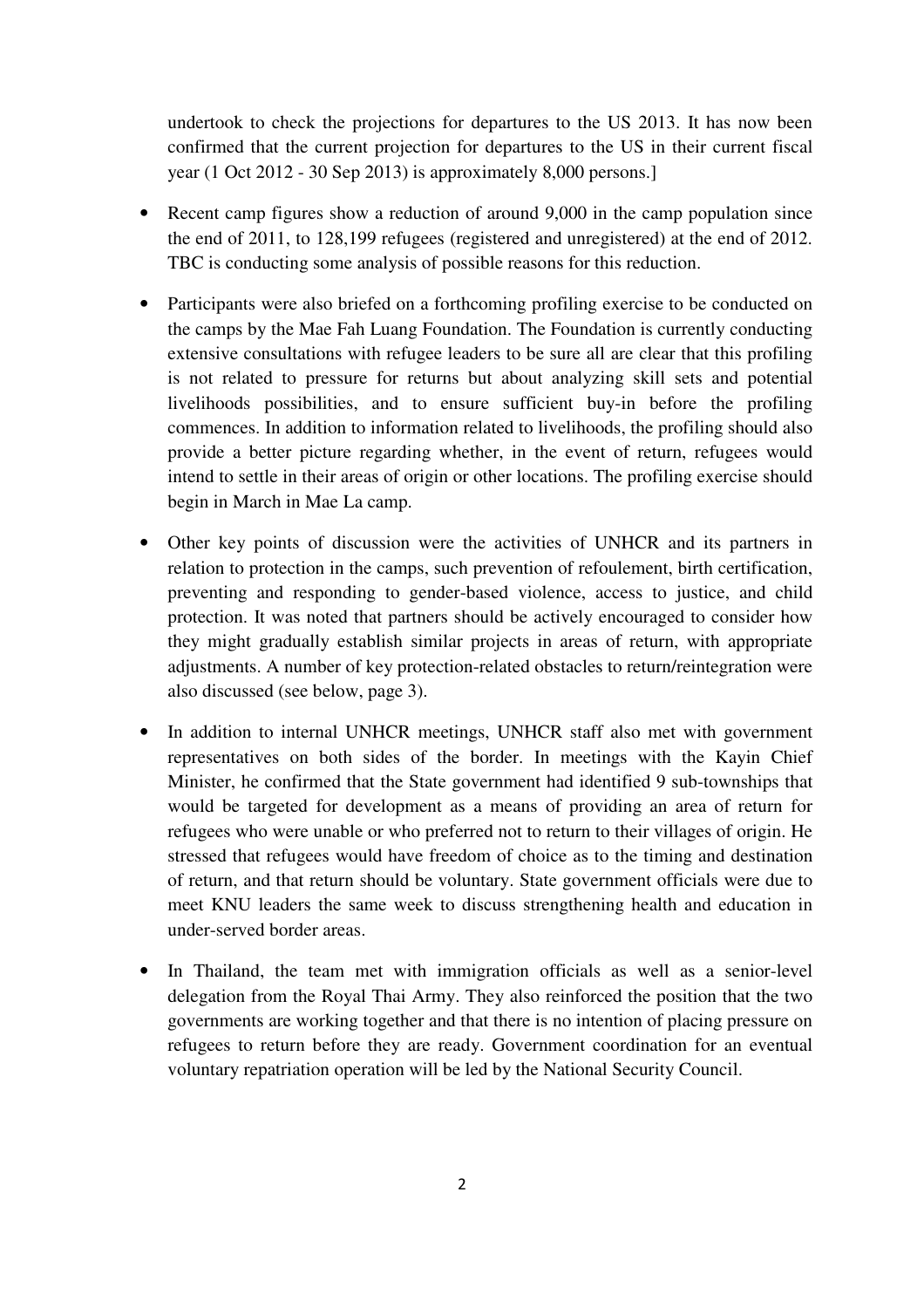undertook to check the projections for departures to the US 2013. It has now been confirmed that the current projection for departures to the US in their current fiscal year (1 Oct 2012 - 30 Sep 2013) is approximately 8,000 persons.]

- Recent camp figures show a reduction of around 9,000 in the camp population since the end of 2011, to 128,199 refugees (registered and unregistered) at the end of 2012. TBC is conducting some analysis of possible reasons for this reduction.

- Participants were also briefed on a forthcoming profiling exercise to be conducted on the camps by the Mae Fah Luang Foundation. The Foundation is currently conducting extensive consultations with refugee leaders to be sure all are clear that this profiling is not related to pressure for returns but about analyzing skill sets and potential livelihoods possibilities, and to ensure sufficient buy-in before the profiling commences. In addition to information related to livelihoods, the profiling should also provide a better picture regarding whether, in the event of return, refugees would intend to settle in their areas of origin or other locations. The profiling exercise should begin in March in Mae La camp.

- Other key points of discussion were the activities of UNHCR and its partners in relation to protection in the camps, such prevention of refoulement, birth certification, preventing and responding to gender-based violence, access to justice, and child protection. It was noted that partners should be actively encouraged to consider how they might gradually establish similar projects in areas of return, with appropriate adjustments. A number of key protection-related obstacles to return/reintegration were also discussed (see below, page 3).

- In addition to internal UNHCR meetings, UNHCR staff also met with government representatives on both sides of the border. In meetings with the Kayin Chief Minister, he confirmed that the State government had identified 9 sub-townships that would be targeted for development as a means of providing an area of return for refugees who were unable or who preferred not to return to their villages of origin. He stressed that refugees would have freedom of choice as to the timing and destination of return, and that return should be voluntary. State government officials were due to meet KNU leaders the same week to discuss strengthening health and education in under-served border areas.

- In Thailand, the team met with immigration officials as well as a senior-level delegation from the Royal Thai Army. They also reinforced the position that the two governments are working together and that there is no intention of placing pressure on refugees to return before they are ready. Government coordination for an eventual voluntary repatriation operation will be led by the National Security Council.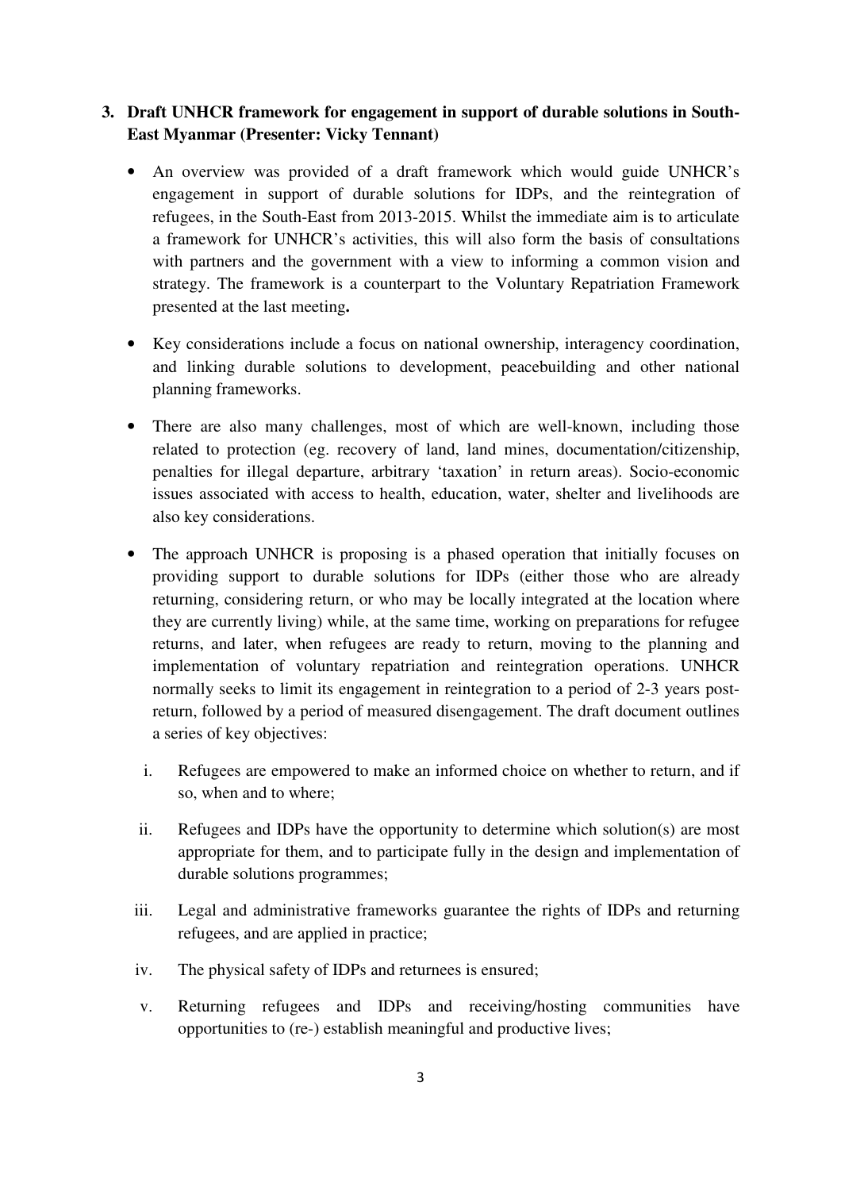**3. Draft UNHCR framework for engagement in support of durable solutions in South-East Myanmar (Presenter: Vicky Tennant)**

- An overview was provided of a draft framework which would guide UNHCR's engagement in support of durable solutions for IDPs, and the reintegration of refugees, in the South-East from 2013-2015. Whilst the immediate aim is to articulate a framework for UNHCR's activities, this will also form the basis of consultations with partners and the government with a view to informing a common vision and strategy. The framework is a counterpart to the Voluntary Repatriation Framework presented at the last meeting**.**

- Key considerations include a focus on national ownership, interagency coordination, and linking durable solutions to development, peacebuilding and other national planning frameworks.

- There are also many challenges, most of which are well-known, including those related to protection (eg. recovery of land, land mines, documentation/citizenship, penalties for illegal departure, arbitrary 'taxation' in return areas). Socio-economic issues associated with access to health, education, water, shelter and livelihoods are also key considerations.

- The approach UNHCR is proposing is a phased operation that initially focuses on providing support to durable solutions for IDPs (either those who are already returning, considering return, or who may be locally integrated at the location where they are currently living) while, at the same time, working on preparations for refugee returns, and later, when refugees are ready to return, moving to the planning and implementation of voluntary repatriation and reintegration operations. UNHCR normally seeks to limit its engagement in reintegration to a period of 2-3 years post-return, followed by a period of measured disengagement. The draft document outlines a series of key objectives:

  i. Refugees are empowered to make an informed choice on whether to return, and if so, when and to where;

  ii. Refugees and IDPs have the opportunity to determine which solution(s) are most appropriate for them, and to participate fully in the design and implementation of durable solutions programmes;

  iii. Legal and administrative frameworks guarantee the rights of IDPs and returning refugees, and are applied in practice;

  iv. The physical safety of IDPs and returnees is ensured;

  v. Returning refugees and IDPs and receiving/hosting communities have opportunities to (re-) establish meaningful and productive lives;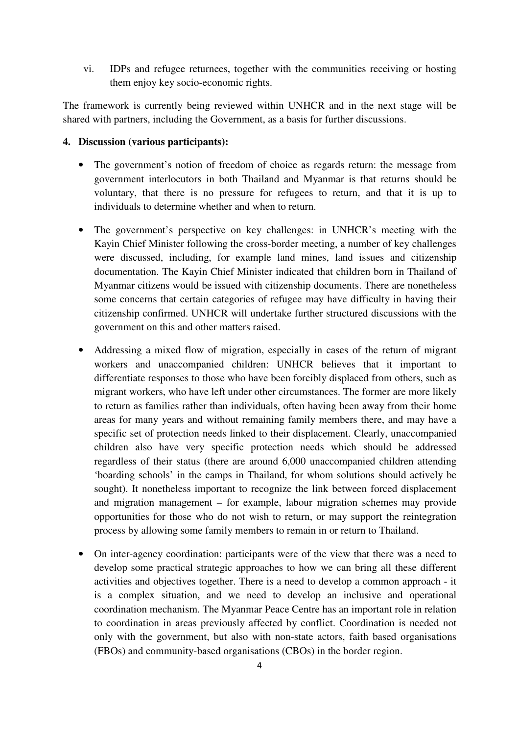vi. IDPs and refugee returnees, together with the communities receiving or hosting them enjoy key socio-economic rights.

The framework is currently being reviewed within UNHCR and in the next stage will be shared with partners, including the Government, as a basis for further discussions.

**4. Discussion (various participants):**

- The government's notion of freedom of choice as regards return: the message from government interlocutors in both Thailand and Myanmar is that returns should be voluntary, that there is no pressure for refugees to return, and that it is up to individuals to determine whether and when to return.

- The government's perspective on key challenges: in UNHCR's meeting with the Kayin Chief Minister following the cross-border meeting, a number of key challenges were discussed, including, for example land mines, land issues and citizenship documentation. The Kayin Chief Minister indicated that children born in Thailand of Myanmar citizens would be issued with citizenship documents. There are nonetheless some concerns that certain categories of refugee may have difficulty in having their citizenship confirmed. UNHCR will undertake further structured discussions with the government on this and other matters raised.

- Addressing a mixed flow of migration, especially in cases of the return of migrant workers and unaccompanied children: UNHCR believes that it important to differentiate responses to those who have been forcibly displaced from others, such as migrant workers, who have left under other circumstances. The former are more likely to return as families rather than individuals, often having been away from their home areas for many years and without remaining family members there, and may have a specific set of protection needs linked to their displacement. Clearly, unaccompanied children also have very specific protection needs which should be addressed regardless of their status (there are around 6,000 unaccompanied children attending 'boarding schools' in the camps in Thailand, for whom solutions should actively be sought). It nonetheless important to recognize the link between forced displacement and migration management – for example, labour migration schemes may provide opportunities for those who do not wish to return, or may support the reintegration process by allowing some family members to remain in or return to Thailand.

- On inter-agency coordination: participants were of the view that there was a need to develop some practical strategic approaches to how we can bring all these different activities and objectives together. There is a need to develop a common approach - it is a complex situation, and we need to develop an inclusive and operational coordination mechanism. The Myanmar Peace Centre has an important role in relation to coordination in areas previously affected by conflict. Coordination is needed not only with the government, but also with non-state actors, faith based organisations (FBOs) and community-based organisations (CBOs) in the border region.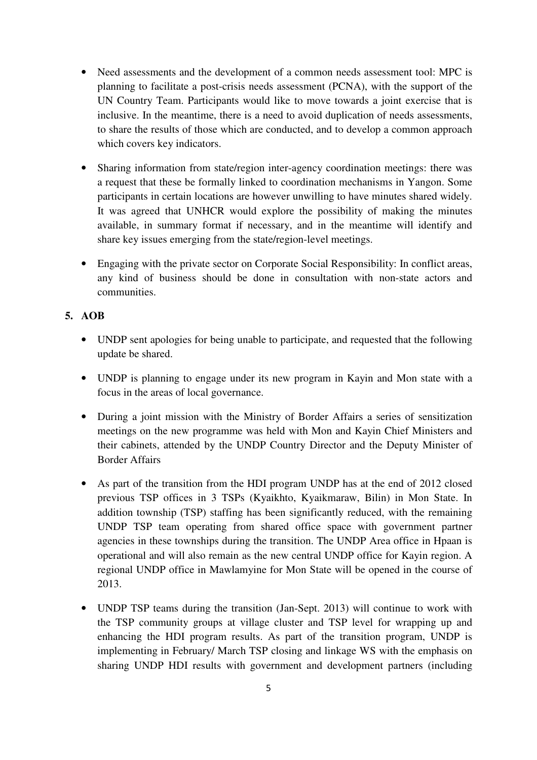- Need assessments and the development of a common needs assessment tool: MPC is planning to facilitate a post-crisis needs assessment (PCNA), with the support of the UN Country Team. Participants would like to move towards a joint exercise that is inclusive. In the meantime, there is a need to avoid duplication of needs assessments, to share the results of those which are conducted, and to develop a common approach which covers key indicators.

- Sharing information from state/region inter-agency coordination meetings: there was a request that these be formally linked to coordination mechanisms in Yangon. Some participants in certain locations are however unwilling to have minutes shared widely. It was agreed that UNHCR would explore the possibility of making the minutes available, in summary format if necessary, and in the meantime will identify and share key issues emerging from the state/region-level meetings.

- Engaging with the private sector on Corporate Social Responsibility: In conflict areas, any kind of business should be done in consultation with non-state actors and communities.

## 5. AOB

- UNDP sent apologies for being unable to participate, and requested that the following update be shared.

- UNDP is planning to engage under its new program in Kayin and Mon state with a focus in the areas of local governance.

- During a joint mission with the Ministry of Border Affairs a series of sensitization meetings on the new programme was held with Mon and Kayin Chief Ministers and their cabinets, attended by the UNDP Country Director and the Deputy Minister of Border Affairs

- As part of the transition from the HDI program UNDP has at the end of 2012 closed previous TSP offices in 3 TSPs (Kyaikhto, Kyaikmaraw, Bilin) in Mon State. In addition township (TSP) staffing has been significantly reduced, with the remaining UNDP TSP team operating from shared office space with government partner agencies in these townships during the transition. The UNDP Area office in Hpaan is operational and will also remain as the new central UNDP office for Kayin region. A regional UNDP office in Mawlamyine for Mon State will be opened in the course of 2013.

- UNDP TSP teams during the transition (Jan-Sept. 2013) will continue to work with the TSP community groups at village cluster and TSP level for wrapping up and enhancing the HDI program results. As part of the transition program, UNDP is implementing in February/ March TSP closing and linkage WS with the emphasis on sharing UNDP HDI results with government and development partners (including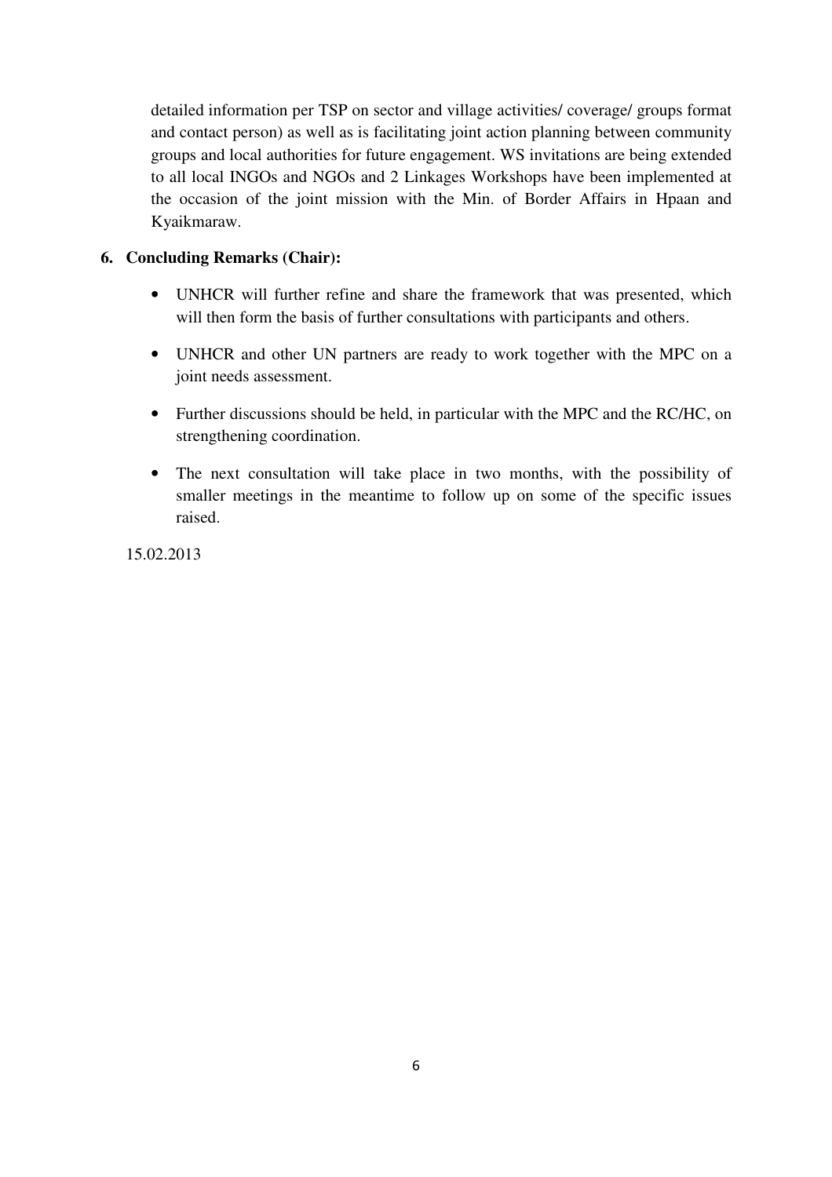detailed information per TSP on sector and village activities/ coverage/ groups format and contact person) as well as is facilitating joint action planning between community groups and local authorities for future engagement. WS invitations are being extended to all local INGOs and NGOs and 2 Linkages Workshops have been implemented at the occasion of the joint mission with the Min. of Border Affairs in Hpaan and Kyaikmaraw.

**6. Concluding Remarks (Chair):**

- UNHCR will further refine and share the framework that was presented, which will then form the basis of further consultations with participants and others.
- UNHCR and other UN partners are ready to work together with the MPC on a joint needs assessment.
- Further discussions should be held, in particular with the MPC and the RC/HC, on strengthening coordination.
- The next consultation will take place in two months, with the possibility of smaller meetings in the meantime to follow up on some of the specific issues raised.

15.02.2013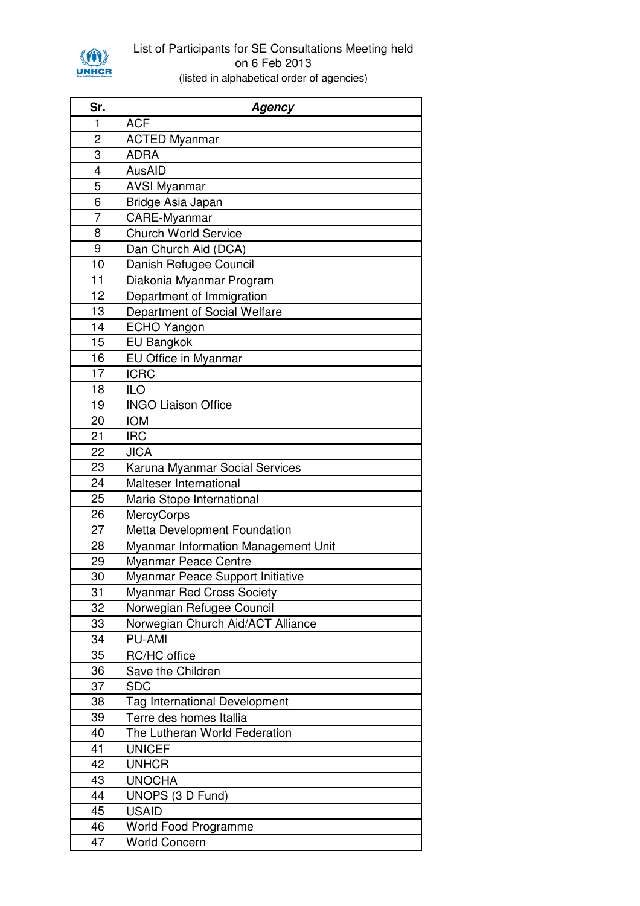List of Participants for SE Consultations Meeting held on 6 Feb 2013
(listed in alphabetical order of agencies)

| Sr. | *Agency* |
|---|---|
| 1 | ACF |
| 2 | ACTED Myanmar |
| 3 | ADRA |
| 4 | AusAID |
| 5 | AVSI Myanmar |
| 6 | Bridge Asia Japan |
| 7 | CARE-Myanmar |
| 8 | Church World Service |
| 9 | Dan Church Aid (DCA) |
| 10 | Danish Refugee Council |
| 11 | Diakonia Myanmar Program |
| 12 | Department of Immigration |
| 13 | Department of Social Welfare |
| 14 | ECHO Yangon |
| 15 | EU Bangkok |
| 16 | EU Office in Myanmar |
| 17 | ICRC |
| 18 | ILO |
| 19 | INGO Liaison Office |
| 20 | IOM |
| 21 | IRC |
| 22 | JICA |
| 23 | Karuna Myanmar Social Services |
| 24 | Malteser International |
| 25 | Marie Stope International |
| 26 | MercyCorps |
| 27 | Metta Development Foundation |
| 28 | Myanmar Information Management Unit |
| 29 | Myanmar Peace Centre |
| 30 | Myanmar Peace Support Initiative |
| 31 | Myanmar Red Cross Society |
| 32 | Norwegian Refugee Council |
| 33 | Norwegian Church Aid/ACT Alliance |
| 34 | PU-AMI |
| 35 | RC/HC office |
| 36 | Save the Children |
| 37 | SDC |
| 38 | Tag International Development |
| 39 | Terre des homes Itallia |
| 40 | The Lutheran World Federation |
| 41 | UNICEF |
| 42 | UNHCR |
| 43 | UNOCHA |
| 44 | UNOPS (3 D Fund) |
| 45 | USAID |
| 46 | World Food Programme |
| 47 | World Concern |